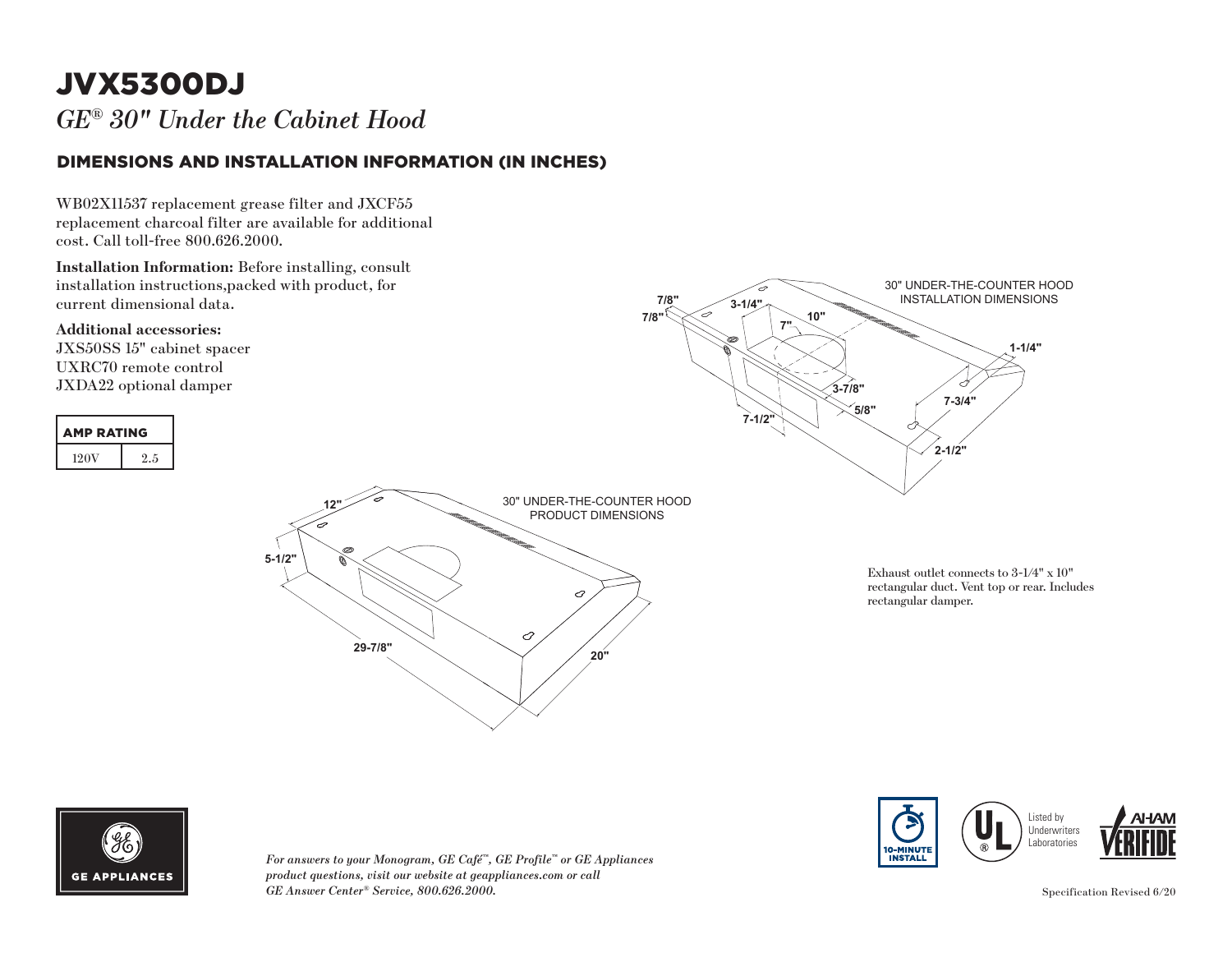# JVX5300DJ

*GE® 30" Under the Cabinet Hood*

## DIMENSIONS AND INSTALLATION INFORMATION (IN INCHES)

WB02X11537 replacement grease filter and JXCF55 replacement charcoal filter are available for additional cost. Call toll-free 800.626.2000.

**Installation Information:** Before installing, consult installation instructions,packed with product, for current dimensional data.

**Additional accessories:**
JXS50SS 15" cabinet spacer
UXRC70 remote control
JXDA22 optional damper

| AMP RATING | |
|---|---|
| 120V | 2.5 |

30" UNDER-THE-COUNTER HOOD INSTALLATION DIMENSIONS

7/8" 7/8" 3-1/4" 7" 10" 1-1/4" 3-7/8" 5/8" 7-3/4" 7-1/2" 2-1/2"

30" UNDER-THE-COUNTER HOOD PRODUCT DIMENSIONS

12" 5-1/2" 29-7/8" 20"

Exhaust outlet connects to 3-1/4" x 10" rectangular duct. Vent top or rear. Includes rectangular damper.

GE APPLIANCES

*For answers to your Monogram, GE Café™, GE Profile™ or GE Appliances product questions, visit our website at geappliances.com or call GE Answer Center® Service, 800.626.2000.*

10-MINUTE INSTALL

Listed by Underwriters Laboratories

AHAM VERIFIDE

Specification Revised 6/20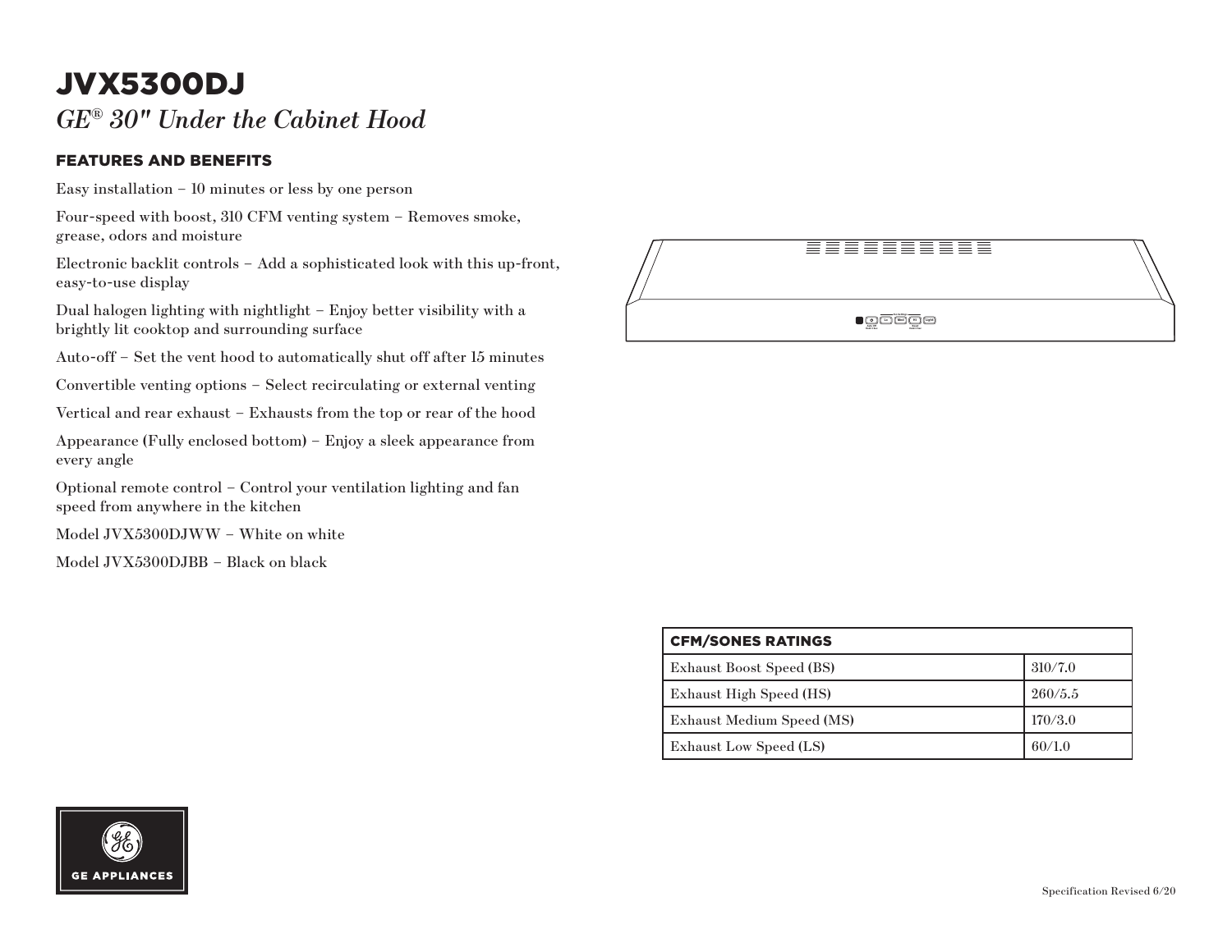# JVX5300DJ

## *GE® 30" Under the Cabinet Hood*

### FEATURES AND BENEFITS

Easy installation – 10 minutes or less by one person

Four-speed with boost, 310 CFM venting system – Removes smoke, grease, odors and moisture

Electronic backlit controls – Add a sophisticated look with this up-front, easy-to-use display

Dual halogen lighting with nightlight – Enjoy better visibility with a brightly lit cooktop and surrounding surface

Auto-off – Set the vent hood to automatically shut off after 15 minutes

Convertible venting options – Select recirculating or external venting

Vertical and rear exhaust – Exhausts from the top or rear of the hood

Appearance (Fully enclosed bottom) – Enjoy a sleek appearance from every angle

Optional remote control – Control your ventilation lighting and fan speed from anywhere in the kitchen

Model JVX5300DJWW – White on white

Model JVX5300DJBB – Black on black

| CFM/SONES RATINGS | |
|---|---|
| Exhaust Boost Speed (BS) | 310/7.0 |
| Exhaust High Speed (HS) | 260/5.5 |
| Exhaust Medium Speed (MS) | 170/3.0 |
| Exhaust Low Speed (LS) | 60/1.0 |

GE APPLIANCES

Specification Revised 6/20